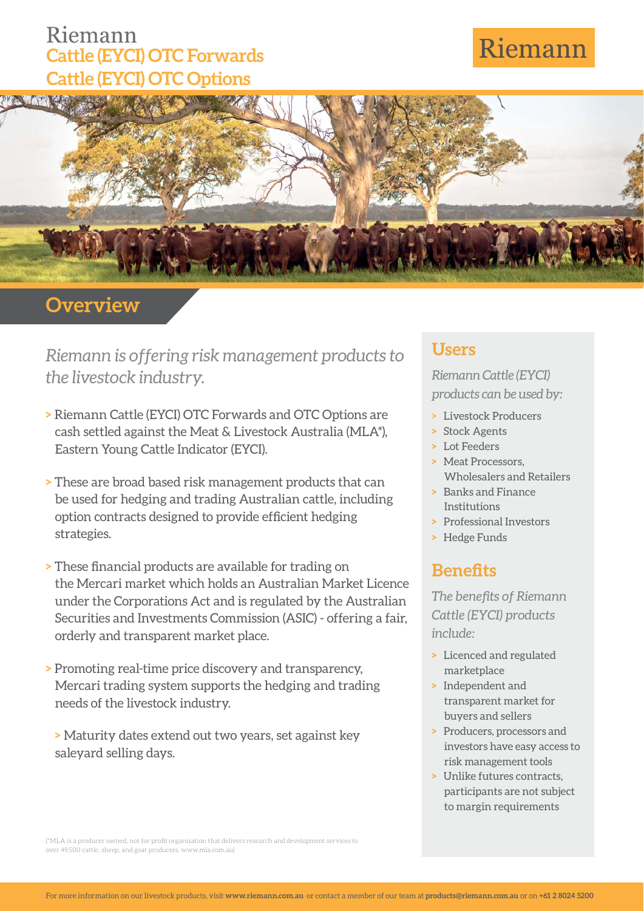# Riemann
## Cattle (EYCI) OTC Forwards
## Cattle (EYCI) OTC Options

Riemann

## Overview

*Riemann is offering risk management products to the livestock industry.*

> Riemann Cattle (EYCI) OTC Forwards and OTC Options are cash settled against the Meat & Livestock Australia (MLA*), Eastern Young Cattle Indicator (EYCI).

> These are broad based risk management products that can be used for hedging and trading Australian cattle, including option contracts designed to provide efficient hedging strategies.

> These financial products are available for trading on the Mercari market which holds an Australian Market Licence under the Corporations Act and is regulated by the Australian Securities and Investments Commission (ASIC) - offering a fair, orderly and transparent market place.

> Promoting real-time price discovery and transparency, Mercari trading system supports the hedging and trading needs of the livestock industry.

> Maturity dates extend out two years, set against key saleyard selling days.

(*MLA is a producer owned, not for profit organisation that delivers research and development services to over 49,500 cattle, sheep, and goat producers. www.mla.com.au)

## Users

*Riemann Cattle (EYCI) products can be used by:*

- Livestock Producers
- Stock Agents
- Lot Feeders
- Meat Processors, Wholesalers and Retailers
- Banks and Finance Institutions
- Professional Investors
- Hedge Funds

## Benefits

*The benefits of Riemann Cattle (EYCI) products include:*

- Licenced and regulated marketplace
- Independent and transparent market for buyers and sellers
- Producers, processors and investors have easy access to risk management tools
- Unlike futures contracts, participants are not subject to margin requirements

For more information on our livestock products, visit **www.riemann.com.au** or contact a member of our team at **products@riemann.com.au** or on **+61 2 8024 5200**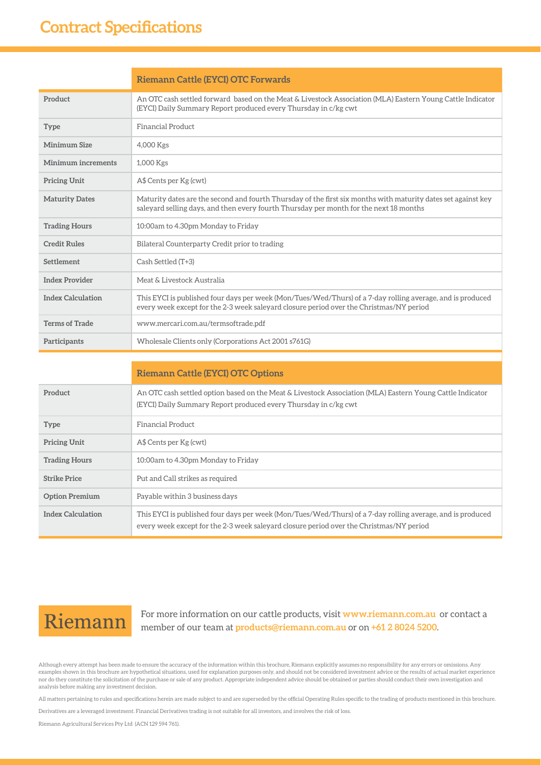# Contract Specifications

| | Riemann Cattle (EYCI) OTC Forwards |
|---|---|
| **Product** | An OTC cash settled forward based on the Meat & Livestock Association (MLA) Eastern Young Cattle Indicator (EYCI) Daily Summary Report produced every Thursday in c/kg cwt |
| **Type** | Financial Product |
| **Minimum Size** | 4,000 Kgs |
| **Minimum increments** | 1,000 Kgs |
| **Pricing Unit** | A$ Cents per Kg (cwt) |
| **Maturity Dates** | Maturity dates are the second and fourth Thursday of the first six months with maturity dates set against key saleyard selling days, and then every fourth Thursday per month for the next 18 months |
| **Trading Hours** | 10:00am to 4.30pm Monday to Friday |
| **Credit Rules** | Bilateral Counterparty Credit prior to trading |
| **Settlement** | Cash Settled (T+3) |
| **Index Provider** | Meat & Livestock Australia |
| **Index Calculation** | This EYCI is published four days per week (Mon/Tues/Wed/Thurs) of a 7-day rolling average, and is produced every week except for the 2-3 week saleyard closure period over the Christmas/NY period |
| **Terms of Trade** | www.mercari.com.au/termsoftrade.pdf |
| **Participants** | Wholesale Clients only (Corporations Act 2001 s761G) |

| | Riemann Cattle (EYCI) OTC Options |
|---|---|
| **Product** | An OTC cash settled option based on the Meat & Livestock Association (MLA) Eastern Young Cattle Indicator (EYCI) Daily Summary Report produced every Thursday in c/kg cwt |
| **Type** | Financial Product |
| **Pricing Unit** | A$ Cents per Kg (cwt) |
| **Trading Hours** | 10:00am to 4.30pm Monday to Friday |
| **Strike Price** | Put and Call strikes as required |
| **Option Premium** | Payable within 3 business days |
| **Index Calculation** | This EYCI is published four days per week (Mon/Tues/Wed/Thurs) of a 7-day rolling average, and is produced every week except for the 2-3 week saleyard closure period over the Christmas/NY period |

Riemann

For more information on our cattle products, visit **www.riemann.com.au** or contact a member of our team at **products@riemann.com.au** or on **+61 2 8024 5200**.

Although every attempt has been made to ensure the accuracy of the information within this brochure, Riemann explicitly assumes no responsibility for any errors or omissions. Any examples shown in this brochure are hypothetical situations, used for explanation purposes only, and should not be considered investment advice or the results of actual market experience nor do they constitute the solicitation of the purchase or sale of any product. Appropriate independent advice should be obtained or parties should conduct their own investigation and analysis before making any investment decision.

All matters pertaining to rules and specifications herein are made subject to and are superseded by the official Operating Rules specific to the trading of products mentioned in this brochure.

Derivatives are a leveraged investment. Financial Derivatives trading is not suitable for all investors, and involves the risk of loss.

Riemann Agricultural Services Pty Ltd (ACN 129 594 761).